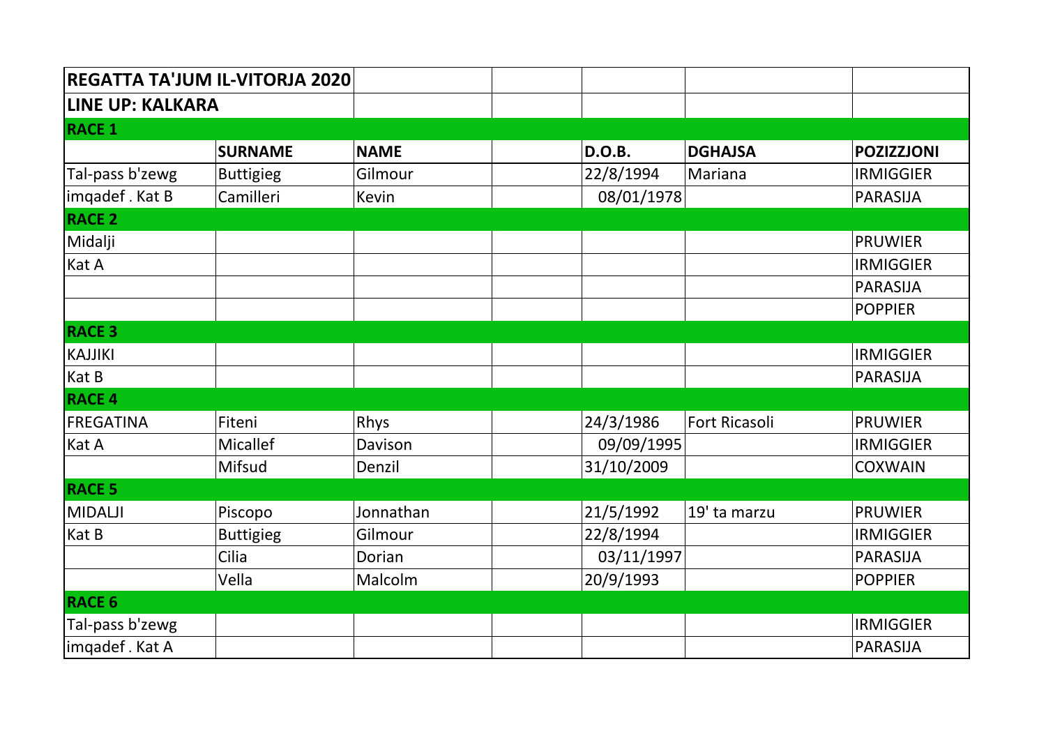| REGATTA TA'JUM IL-VITORJA 2020 | | | | | | |
|---|---|---|---|---|---|---|
| **LINE UP: KALKARA** | | | | | | |
| **RACE 1** | | | | | | |
| | **SURNAME** | **NAME** | | **D.O.B.** | **DGHAJSA** | **POZIZZJONI** |
| Tal-pass b'zewg | Buttigieg | Gilmour | | 22/8/1994 | Mariana | IRMIGGIER |
| imqadef . Kat B | Camilleri | Kevin | | 08/01/1978 | | PARASIJA |
| **RACE 2** | | | | | | |
| Midalji | | | | | | PRUWIER |
| Kat A | | | | | | IRMIGGIER |
| | | | | | | PARASIJA |
| | | | | | | POPPIER |
| **RACE 3** | | | | | | |
| KAJJIKI | | | | | | IRMIGGIER |
| Kat B | | | | | | PARASIJA |
| **RACE 4** | | | | | | |
| FREGATINA | Fiteni | Rhys | | 24/3/1986 | Fort Ricasoli | PRUWIER |
| Kat A | Micallef | Davison | | 09/09/1995 | | IRMIGGIER |
| | Mifsud | Denzil | | 31/10/2009 | | COXWAIN |
| **RACE 5** | | | | | | |
| MIDALJI | Piscopo | Jonnathan | | 21/5/1992 | 19' ta marzu | PRUWIER |
| Kat B | Buttigieg | Gilmour | | 22/8/1994 | | IRMIGGIER |
| | Cilia | Dorian | | 03/11/1997 | | PARASIJA |
| | Vella | Malcolm | | 20/9/1993 | | POPPIER |
| **RACE 6** | | | | | | |
| Tal-pass b'zewg | | | | | | IRMIGGIER |
| imqadef . Kat A | | | | | | PARASIJA |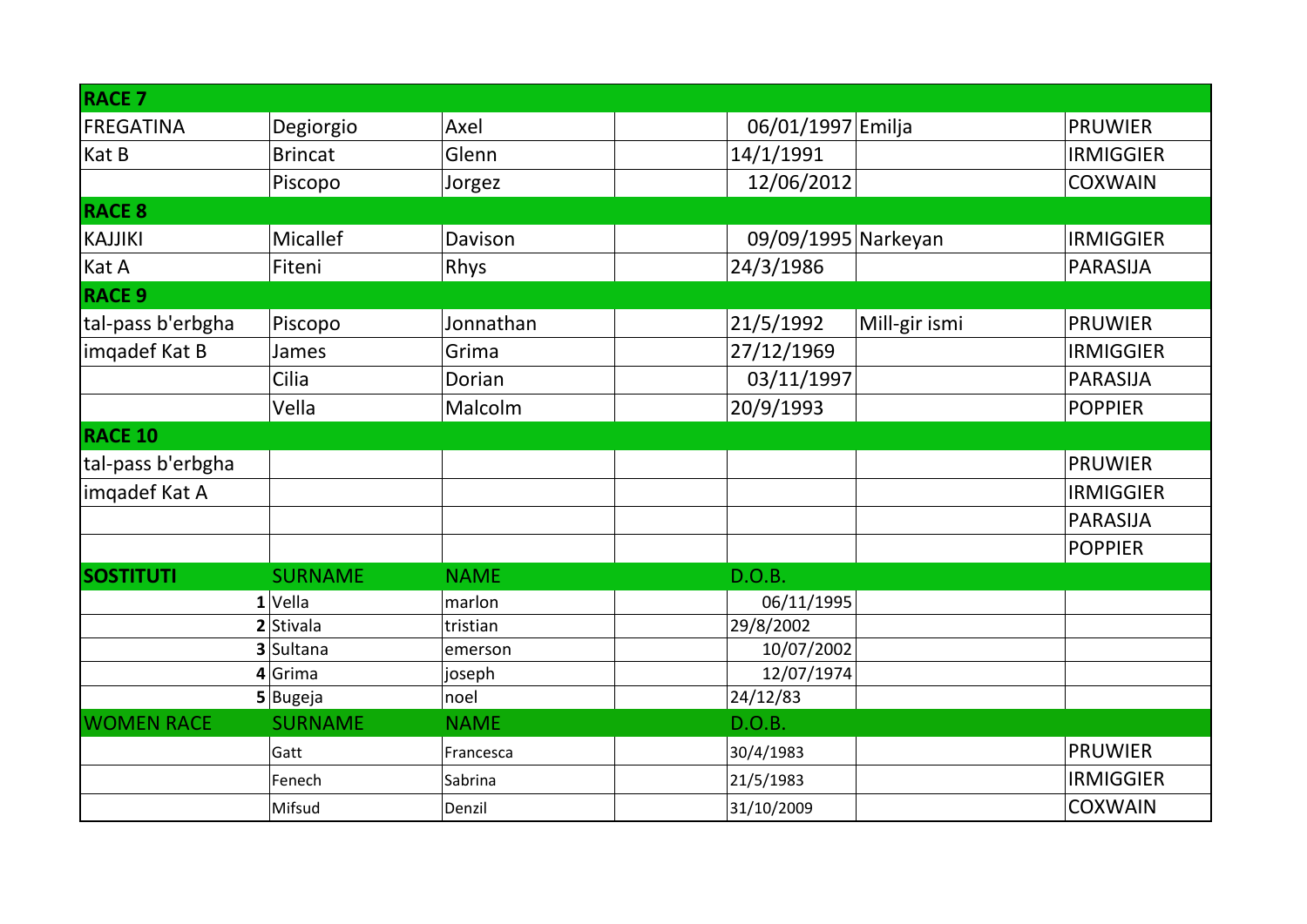| | | | | | | |
|---|---|---|---|---|---|---|
| **RACE 7** | | | | | | |
| FREGATINA | Degiorgio | Axel | | 06/01/1997 | Emilja | PRUWIER |
| Kat B | Brincat | Glenn | | 14/1/1991 | | IRMIGGIER |
| | Piscopo | Jorgez | | 12/06/2012 | | COXWAIN |
| **RACE 8** | | | | | | |
| KAJJIKI | Micallef | Davison | | 09/09/1995 | Narkeyan | IRMIGGIER |
| Kat A | Fiteni | Rhys | | 24/3/1986 | | PARASIJA |
| **RACE 9** | | | | | | |
| tal-pass b'erbgha | Piscopo | Jonnathan | | 21/5/1992 | Mill-gir ismi | PRUWIER |
| imqadef Kat B | James | Grima | | 27/12/1969 | | IRMIGGIER |
| | Cilia | Dorian | | 03/11/1997 | | PARASIJA |
| | Vella | Malcolm | | 20/9/1993 | | POPPIER |
| **RACE 10** | | | | | | |
| tal-pass b'erbgha | | | | | | PRUWIER |
| imqadef Kat A | | | | | | IRMIGGIER |
| | | | | | | PARASIJA |
| | | | | | | POPPIER |
| **SOSTITUTI** | SURNAME | NAME | | D.O.B. | | |
| **1** | Vella | marlon | | 06/11/1995 | | |
| **2** | Stivala | tristian | | 29/8/2002 | | |
| **3** | Sultana | emerson | | 10/07/2002 | | |
| **4** | Grima | joseph | | 12/07/1974 | | |
| **5** | Bugeja | noel | | 24/12/83 | | |
| WOMEN RACE | SURNAME | NAME | | D.O.B. | | |
| | Gatt | Francesca | | 30/4/1983 | | PRUWIER |
| | Fenech | Sabrina | | 21/5/1983 | | IRMIGGIER |
| | Mifsud | Denzil | | 31/10/2009 | | COXWAIN |